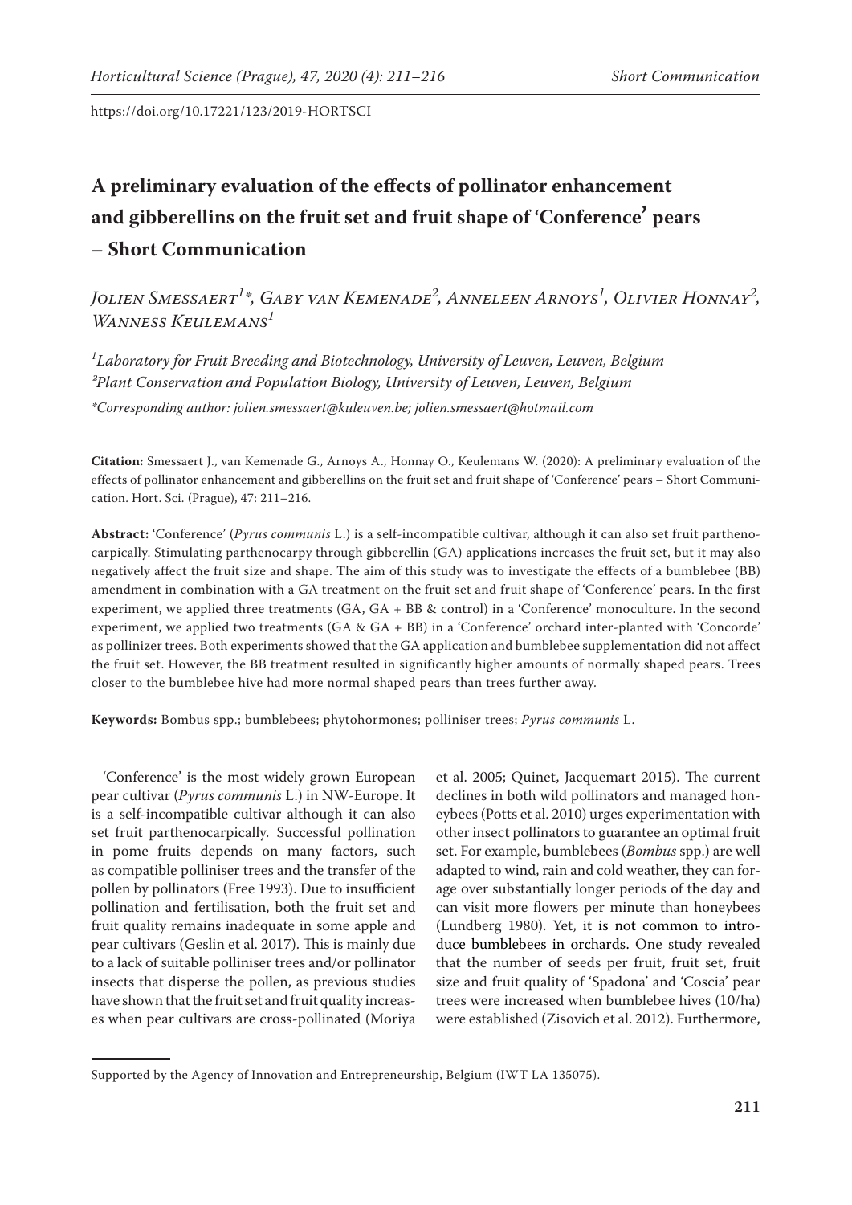https://doi.org/10.17221/123/2019-HORTSCI

# A preliminary evaluation of the effects of pollinator enhancement and gibberellins on the fruit set and fruit shape of 'Conference' pears – Short Communication

*Jolien Smessaert[1]\*, Gaby van Kemenade[2], Anneleen Arnoys[1], Olivier Honnay[2], Wanness Keulemans[1]*

[1]Laboratory for Fruit Breeding and Biotechnology, University of Leuven, Leuven, Belgium
[2]Plant Conservation and Population Biology, University of Leuven, Leuven, Belgium
*Corresponding author: jolien.smessaert@kuleuven.be; jolien.smessaert@hotmail.com

**Citation:** Smessaert J., van Kemenade G., Arnoys A., Honnay O., Keulemans W. (2020): A preliminary evaluation of the effects of pollinator enhancement and gibberellins on the fruit set and fruit shape of 'Conference' pears – Short Communication. Hort. Sci. (Prague), 47: 211–216.

**Abstract:** 'Conference' (*Pyrus communis* L.) is a self-incompatible cultivar, although it can also set fruit parthenocarpically. Stimulating parthenocarpy through gibberellin (GA) applications increases the fruit set, but it may also negatively affect the fruit size and shape. The aim of this study was to investigate the effects of a bumblebee (BB) amendment in combination with a GA treatment on the fruit set and fruit shape of 'Conference' pears. In the first experiment, we applied three treatments (GA, GA + BB & control) in a 'Conference' monoculture. In the second experiment, we applied two treatments (GA & GA + BB) in a 'Conference' orchard inter-planted with 'Concorde' as pollinizer trees. Both experiments showed that the GA application and bumblebee supplementation did not affect the fruit set. However, the BB treatment resulted in significantly higher amounts of normally shaped pears. Trees closer to the bumblebee hive had more normal shaped pears than trees further away.

**Keywords:** Bombus spp.; bumblebees; phytohormones; polliniser trees; *Pyrus communis* L.

'Conference' is the most widely grown European pear cultivar (*Pyrus communis* L.) in NW-Europe. It is a self-incompatible cultivar although it can also set fruit parthenocarpically. Successful pollination in pome fruits depends on many factors, such as compatible polliniser trees and the transfer of the pollen by pollinators (Free 1993). Due to insufficient pollination and fertilisation, both the fruit set and fruit quality remains inadequate in some apple and pear cultivars (Geslin et al. 2017). This is mainly due to a lack of suitable polliniser trees and/or pollinator insects that disperse the pollen, as previous studies have shown that the fruit set and fruit quality increases when pear cultivars are cross-pollinated (Moriya et al. 2005; Quinet, Jacquemart 2015). The current declines in both wild pollinators and managed honeybees (Potts et al. 2010) urges experimentation with other insect pollinators to guarantee an optimal fruit set. For example, bumblebees (*Bombus* spp.) are well adapted to wind, rain and cold weather, they can forage over substantially longer periods of the day and can visit more flowers per minute than honeybees (Lundberg 1980). Yet, it is not common to introduce bumblebees in orchards. One study revealed that the number of seeds per fruit, fruit set, fruit size and fruit quality of 'Spadona' and 'Coscia' pear trees were increased when bumblebee hives (10/ha) were established (Zisovich et al. 2012). Furthermore,

Supported by the Agency of Innovation and Entrepreneurship, Belgium (IWT LA 135075).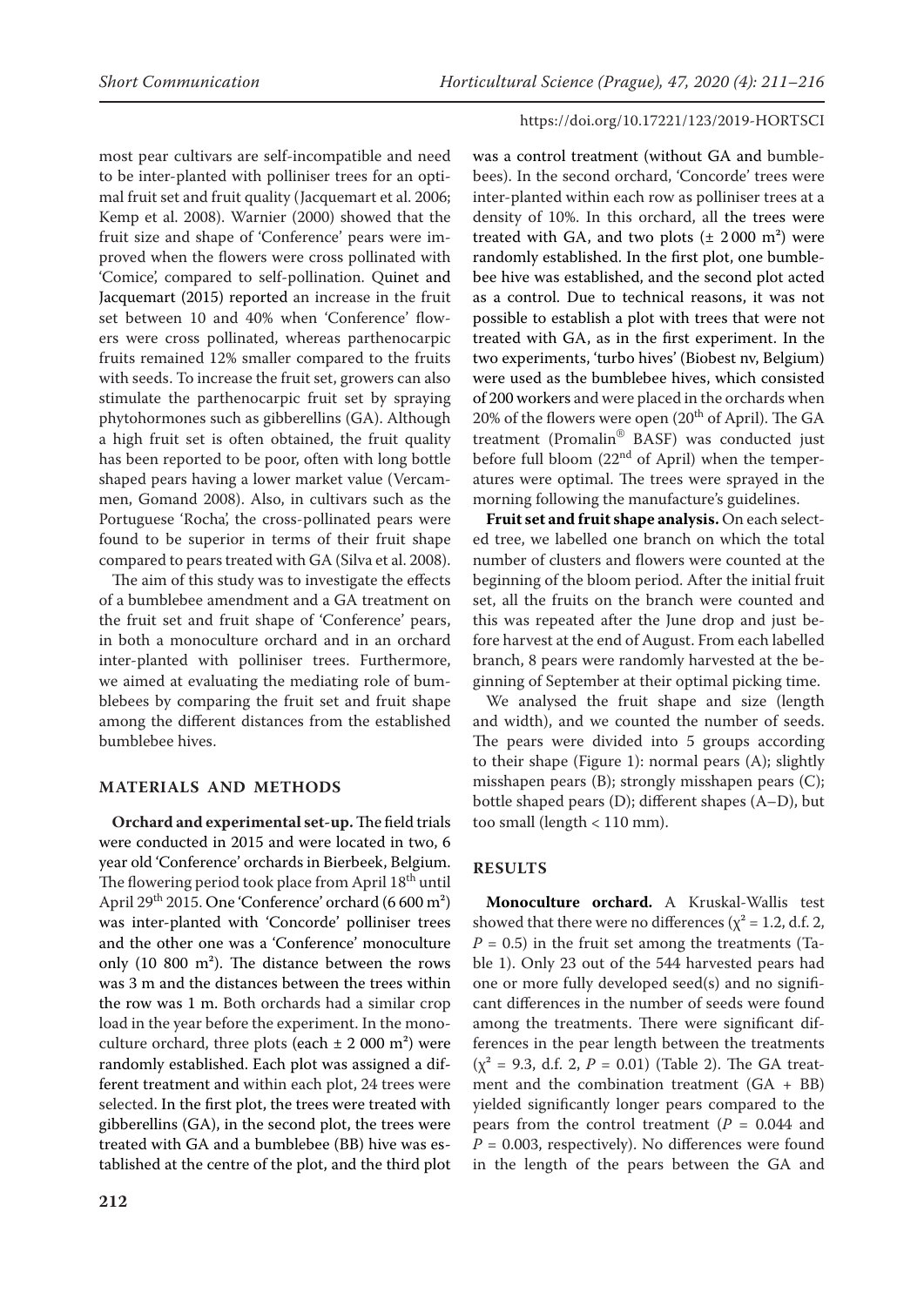most pear cultivars are self-incompatible and need to be inter-planted with polliniser trees for an optimal fruit set and fruit quality (Jacquemart et al. 2006; Kemp et al. 2008). Warnier (2000) showed that the fruit size and shape of 'Conference' pears were improved when the flowers were cross pollinated with 'Comice', compared to self-pollination. Quinet and Jacquemart (2015) reported an increase in the fruit set between 10 and 40% when 'Conference' flowers were cross pollinated, whereas parthenocarpic fruits remained 12% smaller compared to the fruits with seeds. To increase the fruit set, growers can also stimulate the parthenocarpic fruit set by spraying phytohormones such as gibberellins (GA). Although a high fruit set is often obtained, the fruit quality has been reported to be poor, often with long bottle shaped pears having a lower market value (Vercammen, Gomand 2008). Also, in cultivars such as the Portuguese 'Rocha', the cross-pollinated pears were found to be superior in terms of their fruit shape compared to pears treated with GA (Silva et al. 2008).

The aim of this study was to investigate the effects of a bumblebee amendment and a GA treatment on the fruit set and fruit shape of 'Conference' pears, in both a monoculture orchard and in an orchard inter-planted with polliniser trees. Furthermore, we aimed at evaluating the mediating role of bumblebees by comparing the fruit set and fruit shape among the different distances from the established bumblebee hives.

## MATERIALS AND METHODS

**Orchard and experimental set-up.** The field trials were conducted in 2015 and were located in two, 6 year old 'Conference' orchards in Bierbeek, Belgium. The flowering period took place from April 18th until April 29th 2015. One 'Conference' orchard (6 600 m²) was inter-planted with 'Concorde' polliniser trees and the other one was a 'Conference' monoculture only (10 800 m²). The distance between the rows was 3 m and the distances between the trees within the row was 1 m. Both orchards had a similar crop load in the year before the experiment. In the monoculture orchard, three plots (each ± 2 000 m²) were randomly established. Each plot was assigned a different treatment and within each plot, 24 trees were selected. In the first plot, the trees were treated with gibberellins (GA), in the second plot, the trees were treated with GA and a bumblebee (BB) hive was established at the centre of the plot, and the third plot was a control treatment (without GA and bumblebees). In the second orchard, 'Concorde' trees were inter-planted within each row as polliniser trees at a density of 10%. In this orchard, all the trees were treated with GA, and two plots (± 2 000 m²) were randomly established. In the first plot, one bumblebee hive was established, and the second plot acted as a control. Due to technical reasons, it was not possible to establish a plot with trees that were not treated with GA, as in the first experiment. In the two experiments, 'turbo hives' (Biobest nv, Belgium) were used as the bumblebee hives, which consisted of 200 workers and were placed in the orchards when 20% of the flowers were open (20th of April). The GA treatment (Promalin® BASF) was conducted just before full bloom (22nd of April) when the temperatures were optimal. The trees were sprayed in the morning following the manufacture's guidelines.

**Fruit set and fruit shape analysis.** On each selected tree, we labelled one branch on which the total number of clusters and flowers were counted at the beginning of the bloom period. After the initial fruit set, all the fruits on the branch were counted and this was repeated after the June drop and just before harvest at the end of August. From each labelled branch, 8 pears were randomly harvested at the beginning of September at their optimal picking time.

We analysed the fruit shape and size (length and width), and we counted the number of seeds. The pears were divided into 5 groups according to their shape (Figure 1): normal pears (A); slightly misshapen pears (B); strongly misshapen pears (C); bottle shaped pears (D); different shapes (A–D), but too small (length < 110 mm).

## RESULTS

**Monoculture orchard.** A Kruskal-Wallis test showed that there were no differences ($\chi^2 = 1.2$, d.f. 2, $P = 0.5$) in the fruit set among the treatments (Table 1). Only 23 out of the 544 harvested pears had one or more fully developed seed(s) and no significant differences in the number of seeds were found among the treatments. There were significant differences in the pear length between the treatments ($\chi^2 = 9.3$, d.f. 2, $P = 0.01$) (Table 2). The GA treatment and the combination treatment (GA + BB) yielded significantly longer pears compared to the pears from the control treatment ($P = 0.044$ and $P = 0.003$, respectively). No differences were found in the length of the pears between the GA and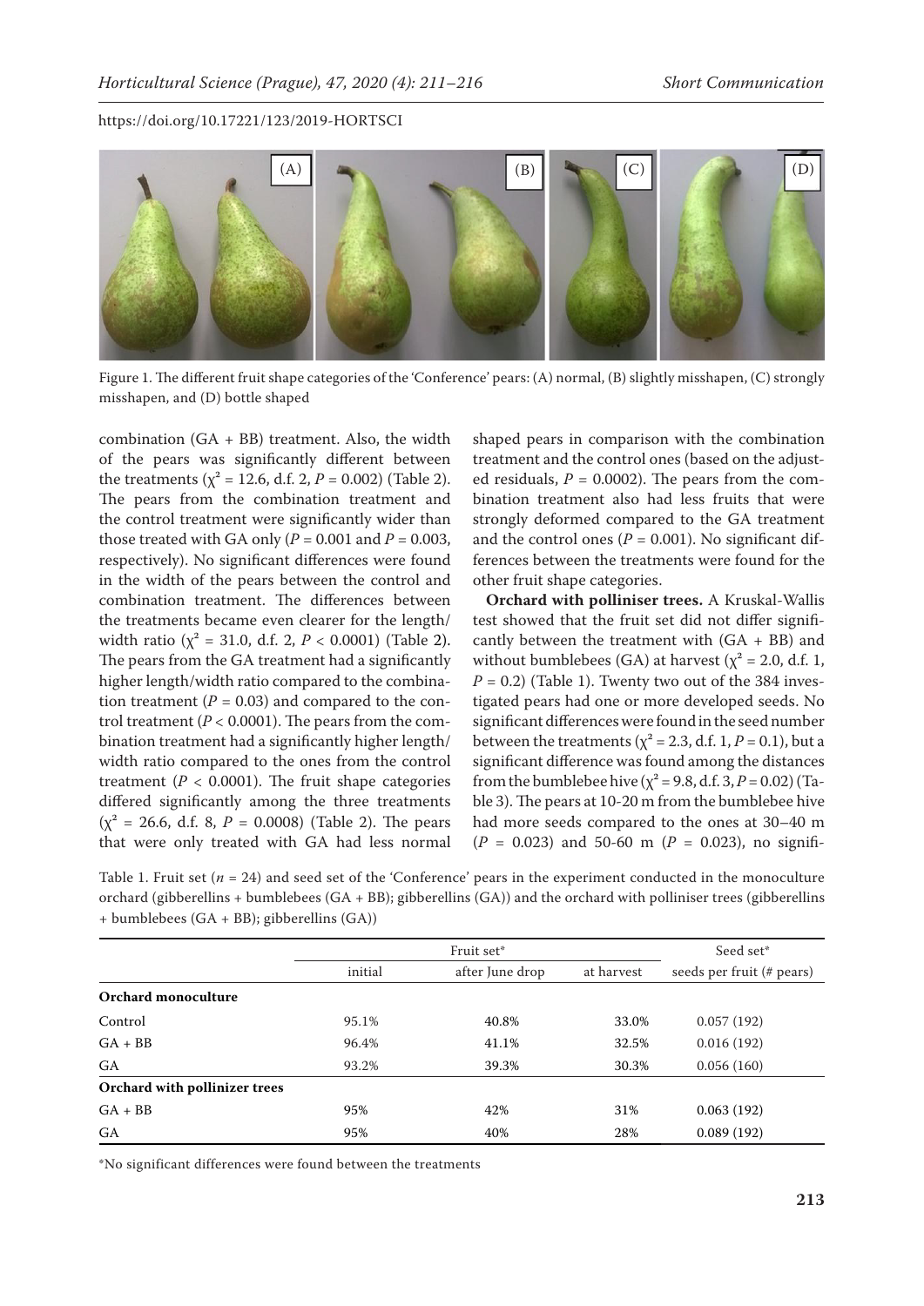Figure 1. The different fruit shape categories of the 'Conference' pears: (A) normal, (B) slightly misshapen, (C) strongly misshapen, and (D) bottle shaped

combination (GA + BB) treatment. Also, the width of the pears was significantly different between the treatments ($\chi^2$ = 12.6, d.f. 2, $P$ = 0.002) (Table 2). The pears from the combination treatment and the control treatment were significantly wider than those treated with GA only ($P$ = 0.001 and $P$ = 0.003, respectively). No significant differences were found in the width of the pears between the control and combination treatment. The differences between the treatments became even clearer for the length/width ratio ($\chi^2$ = 31.0, d.f. 2, $P$ < 0.0001) (Table 2). The pears from the GA treatment had a significantly higher length/width ratio compared to the combination treatment ($P$ = 0.03) and compared to the control treatment ($P$ < 0.0001). The pears from the combination treatment had a significantly higher length/width ratio compared to the ones from the control treatment ($P$ < 0.0001). The fruit shape categories differed significantly among the three treatments ($\chi^2$ = 26.6, d.f. 8, $P$ = 0.0008) (Table 2). The pears that were only treated with GA had less normal shaped pears in comparison with the combination treatment and the control ones (based on the adjusted residuals, $P$ = 0.0002). The pears from the combination treatment also had less fruits that were strongly deformed compared to the GA treatment and the control ones ($P$ = 0.001). No significant differences between the treatments were found for the other fruit shape categories.

**Orchard with polliniser trees.** A Kruskal-Wallis test showed that the fruit set did not differ significantly between the treatment with (GA + BB) and without bumblebees (GA) at harvest ($\chi^2$ = 2.0, d.f. 1, $P$ = 0.2) (Table 1). Twenty two out of the 384 investigated pears had one or more developed seeds. No significant differences were found in the seed number between the treatments ($\chi^2$ = 2.3, d.f. 1, $P$ = 0.1), but a significant difference was found among the distances from the bumblebee hive ($\chi^2$ = 9.8, d.f. 3, $P$ = 0.02) (Table 3). The pears at 10-20 m from the bumblebee hive had more seeds compared to the ones at 30–40 m ($P$ = 0.023) and 50-60 m ($P$ = 0.023), no signifi-

Table 1. Fruit set ($n$ = 24) and seed set of the 'Conference' pears in the experiment conducted in the monoculture orchard (gibberellins + bumblebees (GA + BB); gibberellins (GA)) and the orchard with polliniser trees (gibberellins + bumblebees (GA + BB); gibberellins (GA))

| | Fruit set* | | | Seed set* |
|---|---|---|---|---|
| | initial | after June drop | at harvest | seeds per fruit (# pears) |
| **Orchard monoculture** | | | | |
| Control | 95.1% | 40.8% | 33.0% | 0.057 (192) |
| GA + BB | 96.4% | 41.1% | 32.5% | 0.016 (192) |
| GA | 93.2% | 39.3% | 30.3% | 0.056 (160) |
| **Orchard with pollinizer trees** | | | | |
| GA + BB | 95% | 42% | 31% | 0.063 (192) |
| GA | 95% | 40% | 28% | 0.089 (192) |

*No significant differences were found between the treatments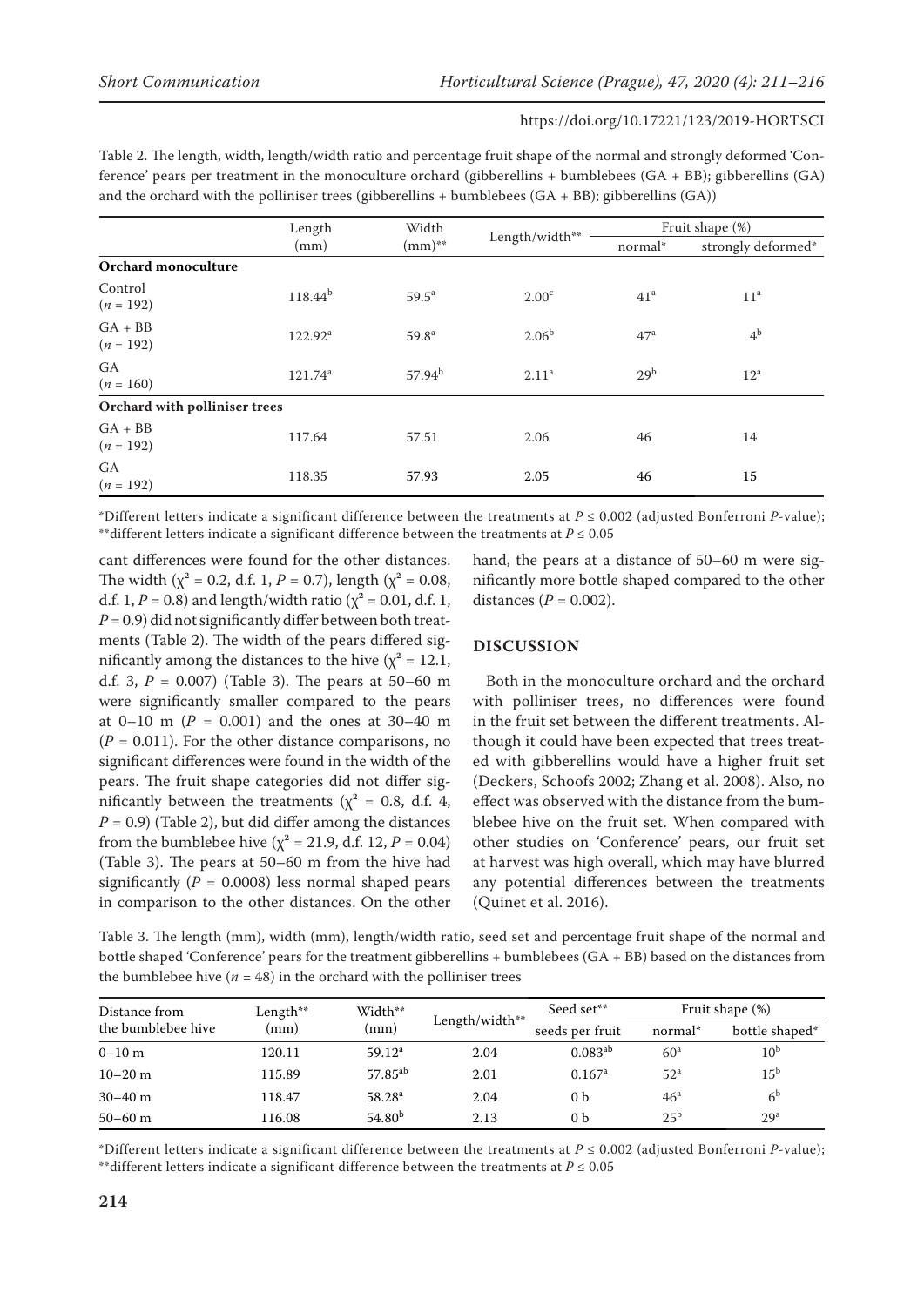Table 2. The length, width, length/width ratio and percentage fruit shape of the normal and strongly deformed 'Conference' pears per treatment in the monoculture orchard (gibberellins + bumblebees (GA + BB); gibberellins (GA) and the orchard with the polliniser trees (gibberellins + bumblebees (GA + BB); gibberellins (GA))

| | Length (mm) | Width (mm)** | Length/width** | Fruit shape (%) | |
|---|---|---|---|---|---|
| | | | | normal* | strongly deformed* |
| **Orchard monoculture** | | | | | |
| Control ($n$ = 192) | 118.44[b] | 59.5[a] | 2.00[c] | 41[a] | 11[a] |
| GA + BB ($n$ = 192) | 122.92[a] | 59.8[a] | 2.06[b] | 47[a] | 4[b] |
| GA ($n$ = 160) | 121.74[a] | 57.94[b] | 2.11[a] | 29[b] | 12[a] |
| **Orchard with polliniser trees** | | | | | |
| GA + BB ($n$ = 192) | 117.64 | 57.51 | 2.06 | 46 | 14 |
| GA ($n$ = 192) | 118.35 | 57.93 | 2.05 | 46 | 15 |

*Different letters indicate a significant difference between the treatments at $P \leq 0.002$ (adjusted Bonferroni $P$-value); **different letters indicate a significant difference between the treatments at $P \leq 0.05$

cant differences were found for the other distances. The width ($\chi^2$ = 0.2, d.f. 1, $P$ = 0.7), length ($\chi^2$ = 0.08, d.f. 1, $P$ = 0.8) and length/width ratio ($\chi^2$ = 0.01, d.f. 1, $P$ = 0.9) did not significantly differ between both treatments (Table 2). The width of the pears differed significantly among the distances to the hive ($\chi^2$ = 12.1, d.f. 3, $P$ = 0.007) (Table 3). The pears at 50–60 m were significantly smaller compared to the pears at 0–10 m ($P$ = 0.001) and the ones at 30–40 m ($P$ = 0.011). For the other distance comparisons, no significant differences were found in the width of the pears. The fruit shape categories did not differ significantly between the treatments ($\chi^2$ = 0.8, d.f. 4, $P$ = 0.9) (Table 2), but did differ among the distances from the bumblebee hive ($\chi^2$ = 21.9, d.f. 12, $P$ = 0.04) (Table 3). The pears at 50–60 m from the hive had significantly ($P$ = 0.0008) less normal shaped pears in comparison to the other distances. On the other hand, the pears at a distance of 50–60 m were significantly more bottle shaped compared to the other distances ($P$ = 0.002).

## DISCUSSION

Both in the monoculture orchard and the orchard with polliniser trees, no differences were found in the fruit set between the different treatments. Although it could have been expected that trees treated with gibberellins would have a higher fruit set (Deckers, Schoofs 2002; Zhang et al. 2008). Also, no effect was observed with the distance from the bumblebee hive on the fruit set. When compared with other studies on 'Conference' pears, our fruit set at harvest was high overall, which may have blurred any potential differences between the treatments (Quinet et al. 2016).

Table 3. The length (mm), width (mm), length/width ratio, seed set and percentage fruit shape of the normal and bottle shaped 'Conference' pears for the treatment gibberellins + bumblebees (GA + BB) based on the distances from the bumblebee hive ($n$ = 48) in the orchard with the polliniser trees

| Distance from the bumblebee hive | Length** (mm) | Width** (mm) | Length/width** | Seed set** seeds per fruit | Fruit shape (%) | |
|---|---|---|---|---|---|---|
| | | | | | normal* | bottle shaped* |
| 0–10 m | 120.11 | 59.12[a] | 2.04 | 0.083[ab] | 60[a] | 10[b] |
| 10–20 m | 115.89 | 57.85[ab] | 2.01 | 0.167[a] | 52[a] | 15[b] |
| 30–40 m | 118.47 | 58.28[a] | 2.04 | 0 b | 46[a] | 6[b] |
| 50–60 m | 116.08 | 54.80[b] | 2.13 | 0 b | 25[b] | 29[a] |

*Different letters indicate a significant difference between the treatments at $P \leq 0.002$ (adjusted Bonferroni $P$-value); **different letters indicate a significant difference between the treatments at $P \leq 0.05$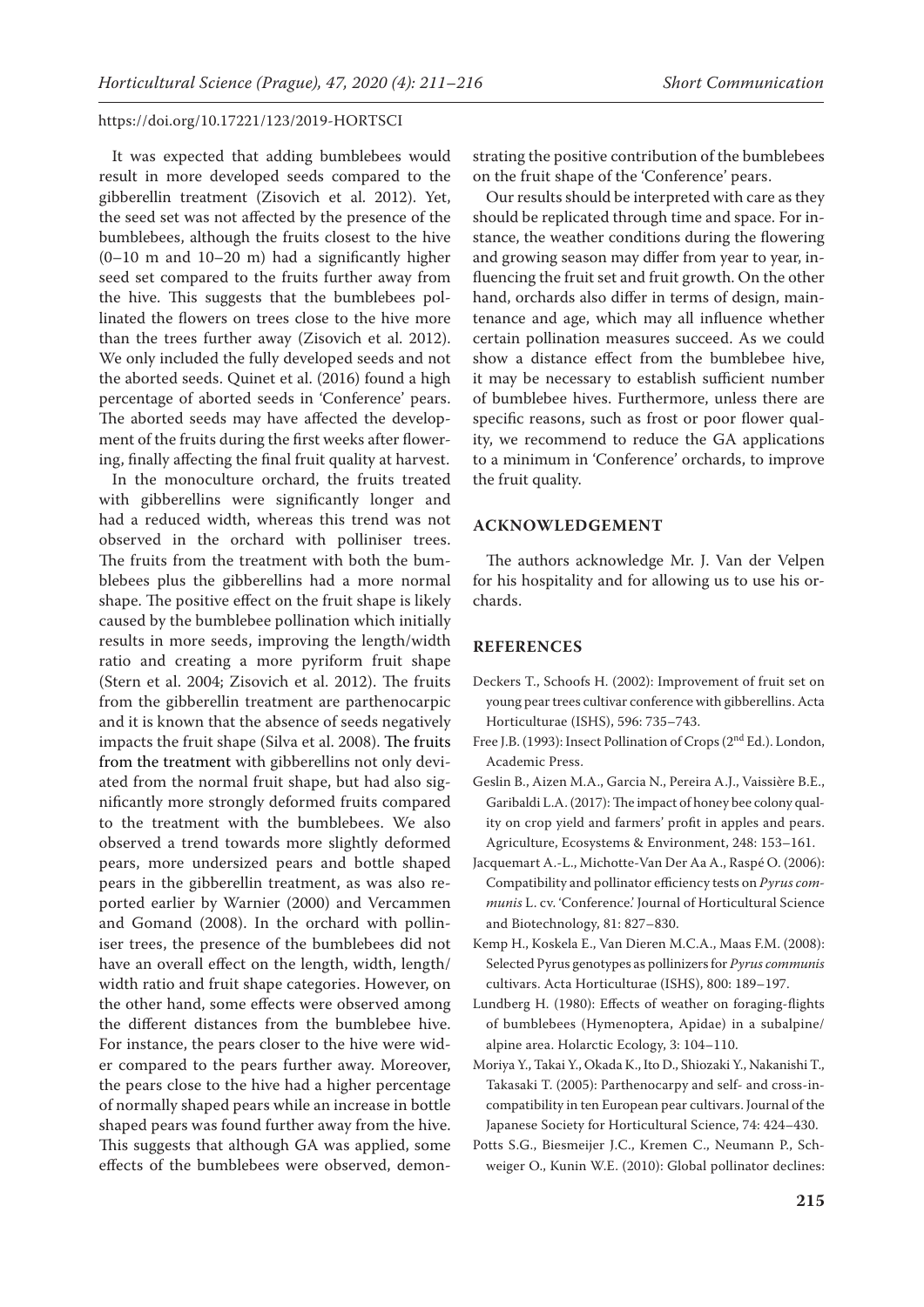It was expected that adding bumblebees would result in more developed seeds compared to the gibberellin treatment (Zisovich et al. 2012). Yet, the seed set was not affected by the presence of the bumblebees, although the fruits closest to the hive (0–10 m and 10–20 m) had a significantly higher seed set compared to the fruits further away from the hive. This suggests that the bumblebees pollinated the flowers on trees close to the hive more than the trees further away (Zisovich et al. 2012). We only included the fully developed seeds and not the aborted seeds. Quinet et al. (2016) found a high percentage of aborted seeds in 'Conference' pears. The aborted seeds may have affected the development of the fruits during the first weeks after flowering, finally affecting the final fruit quality at harvest.

In the monoculture orchard, the fruits treated with gibberellins were significantly longer and had a reduced width, whereas this trend was not observed in the orchard with polliniser trees. The fruits from the treatment with both the bumblebees plus the gibberellins had a more normal shape. The positive effect on the fruit shape is likely caused by the bumblebee pollination which initially results in more seeds, improving the length/width ratio and creating a more pyriform fruit shape (Stern et al. 2004; Zisovich et al. 2012). The fruits from the gibberellin treatment are parthenocarpic and it is known that the absence of seeds negatively impacts the fruit shape (Silva et al. 2008). The fruits from the treatment with gibberellins not only deviated from the normal fruit shape, but had also significantly more strongly deformed fruits compared to the treatment with the bumblebees. We also observed a trend towards more slightly deformed pears, more undersized pears and bottle shaped pears in the gibberellin treatment, as was also reported earlier by Warnier (2000) and Vercammen and Gomand (2008). In the orchard with polliniser trees, the presence of the bumblebees did not have an overall effect on the length, width, length/width ratio and fruit shape categories. However, on the other hand, some effects were observed among the different distances from the bumblebee hive. For instance, the pears closer to the hive were wider compared to the pears further away. Moreover, the pears close to the hive had a higher percentage of normally shaped pears while an increase in bottle shaped pears was found further away from the hive. This suggests that although GA was applied, some effects of the bumblebees were observed, demonstrating the positive contribution of the bumblebees on the fruit shape of the 'Conference' pears.

Our results should be interpreted with care as they should be replicated through time and space. For instance, the weather conditions during the flowering and growing season may differ from year to year, influencing the fruit set and fruit growth. On the other hand, orchards also differ in terms of design, maintenance and age, which may all influence whether certain pollination measures succeed. As we could show a distance effect from the bumblebee hive, it may be necessary to establish sufficient number of bumblebee hives. Furthermore, unless there are specific reasons, such as frost or poor flower quality, we recommend to reduce the GA applications to a minimum in 'Conference' orchards, to improve the fruit quality.

## ACKNOWLEDGEMENT

The authors acknowledge Mr. J. Van der Velpen for his hospitality and for allowing us to use his orchards.

## REFERENCES

Deckers T., Schoofs H. (2002): Improvement of fruit set on young pear trees cultivar conference with gibberellins. Acta Horticulturae (ISHS), 596: 735–743.

Free J.B. (1993): Insect Pollination of Crops (2nd Ed.). London, Academic Press.

Geslin B., Aizen M.A., Garcia N., Pereira A.J., Vaissière B.E., Garibaldi L.A. (2017): The impact of honey bee colony quality on crop yield and farmers' profit in apples and pears. Agriculture, Ecosystems & Environment, 248: 153–161.

Jacquemart A.-L., Michotte-Van Der Aa A., Raspé O. (2006): Compatibility and pollinator efficiency tests on *Pyrus communis* L. cv. 'Conference.' Journal of Horticultural Science and Biotechnology, 81: 827–830.

Kemp H., Koskela E., Van Dieren M.C.A., Maas F.M. (2008): Selected Pyrus genotypes as pollinizers for *Pyrus communis* cultivars. Acta Horticulturae (ISHS), 800: 189–197.

Lundberg H. (1980): Effects of weather on foraging-flights of bumblebees (Hymenoptera, Apidae) in a subalpine/alpine area. Holarctic Ecology, 3: 104–110.

Moriya Y., Takai Y., Okada K., Ito D., Shiozaki Y., Nakanishi T., Takasaki T. (2005): Parthenocarpy and self- and cross-incompatibility in ten European pear cultivars. Journal of the Japanese Society for Horticultural Science, 74: 424–430.

Potts S.G., Biesmeijer J.C., Kremen C., Neumann P., Schweiger O., Kunin W.E. (2010): Global pollinator declines: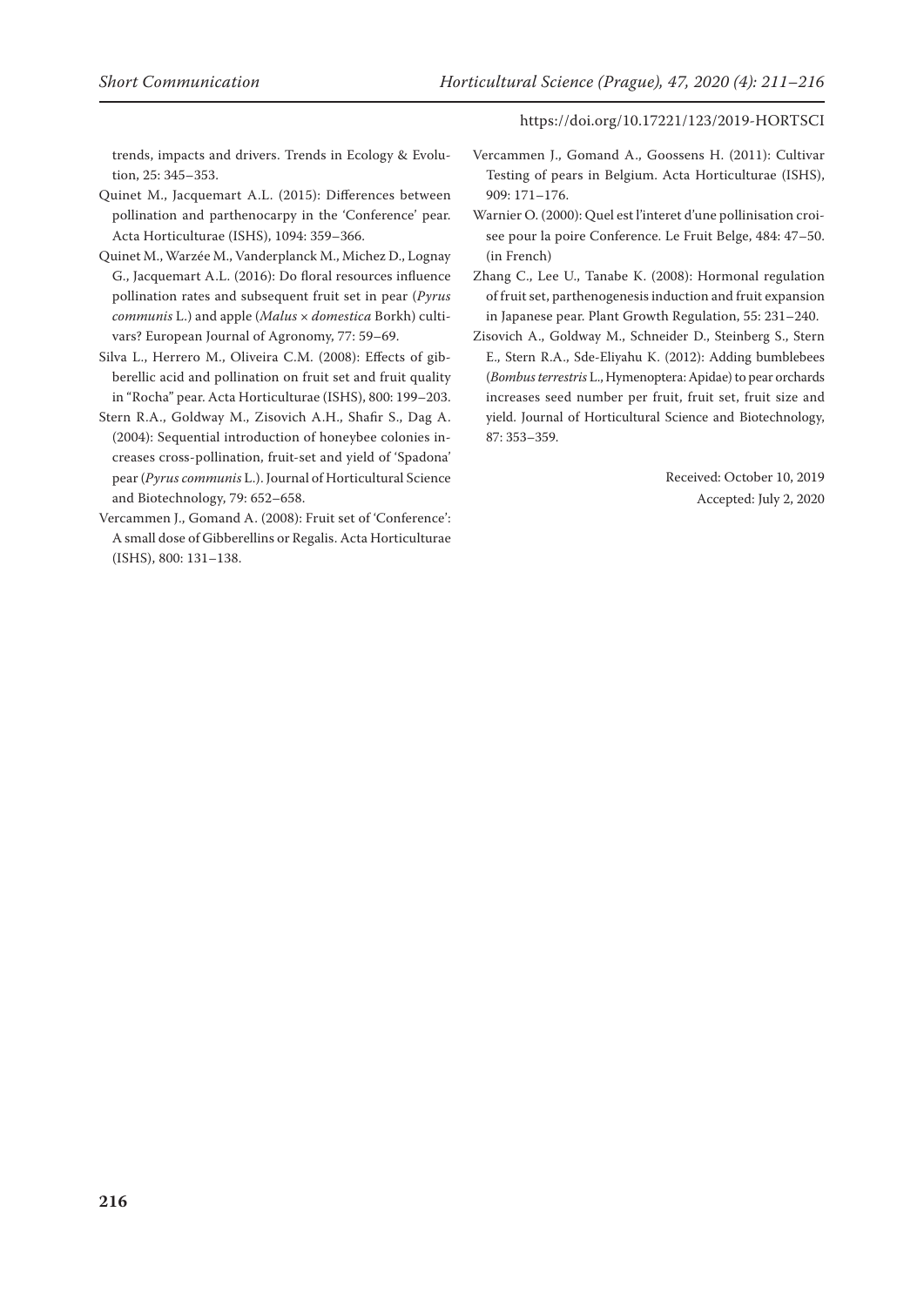trends, impacts and drivers. Trends in Ecology & Evolution, 25: 345–353.

Quinet M., Jacquemart A.L. (2015): Differences between pollination and parthenocarpy in the 'Conference' pear. Acta Horticulturae (ISHS), 1094: 359–366.

Quinet M., Warzée M., Vanderplanck M., Michez D., Lognay G., Jacquemart A.L. (2016): Do floral resources influence pollination rates and subsequent fruit set in pear (*Pyrus communis* L.) and apple (*Malus* × *domestica* Borkh) cultivars? European Journal of Agronomy, 77: 59–69.

Silva L., Herrero M., Oliveira C.M. (2008): Effects of gibberellic acid and pollination on fruit set and fruit quality in "Rocha" pear. Acta Horticulturae (ISHS), 800: 199–203.

Stern R.A., Goldway M., Zisovich A.H., Shafir S., Dag A. (2004): Sequential introduction of honeybee colonies increases cross-pollination, fruit-set and yield of 'Spadona' pear (*Pyrus communis* L.). Journal of Horticultural Science and Biotechnology, 79: 652–658.

Vercammen J., Gomand A. (2008): Fruit set of 'Conference': A small dose of Gibberellins or Regalis. Acta Horticulturae (ISHS), 800: 131–138.

Vercammen J., Gomand A., Goossens H. (2011): Cultivar Testing of pears in Belgium. Acta Horticulturae (ISHS), 909: 171–176.

Warnier O. (2000): Quel est l'interet d'une pollinisation croisee pour la poire Conference. Le Fruit Belge, 484: 47–50. (in French)

Zhang C., Lee U., Tanabe K. (2008): Hormonal regulation of fruit set, parthenogenesis induction and fruit expansion in Japanese pear. Plant Growth Regulation, 55: 231–240.

Zisovich A., Goldway M., Schneider D., Steinberg S., Stern E., Stern R.A., Sde-Eliyahu K. (2012): Adding bumblebees (*Bombus terrestris* L., Hymenoptera: Apidae) to pear orchards increases seed number per fruit, fruit set, fruit size and yield. Journal of Horticultural Science and Biotechnology, 87: 353–359.

Received: October 10, 2019
Accepted: July 2, 2020